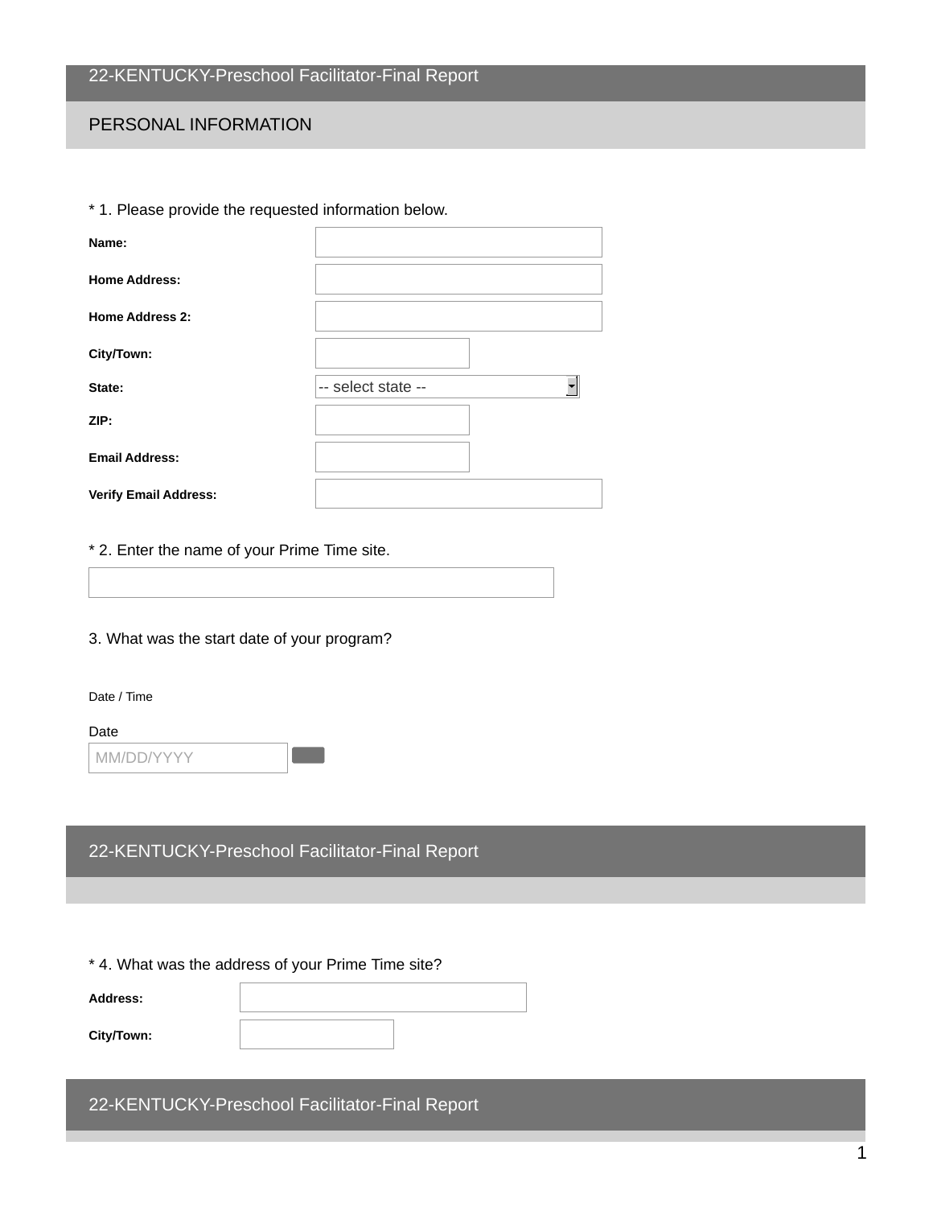# 22-KENTUCKY-Preschool Facilitator-Final Report

## PERSONAL INFORMATION

* 1. Please provide the requested information below.

**Name:**

**Home Address:**

**Home Address 2:**

**City/Town:**

**State:** -- select state --

**ZIP:**

**Email Address:**

**Verify Email Address:**

* 2. Enter the name of your Prime Time site.

3. What was the start date of your program?

Date / Time

Date

MM/DD/YYYY

# 22-KENTUCKY-Preschool Facilitator-Final Report

* 4. What was the address of your Prime Time site?

**Address:**

**City/Town:**

# 22-KENTUCKY-Preschool Facilitator-Final Report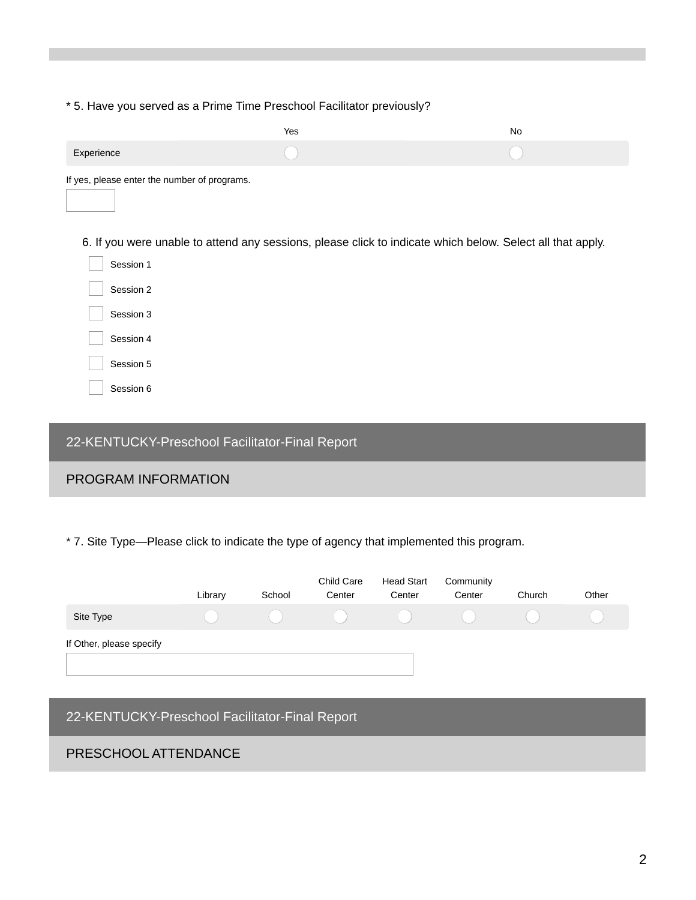* 5. Have you served as a Prime Time Preschool Facilitator previously?

| | Yes | No |
|---|---|---|
| Experience | ◯ | ◯ |

If yes, please enter the number of programs.

[ ]

6. If you were unable to attend any sessions, please click to indicate which below. Select all that apply.

- [ ] Session 1
- [ ] Session 2
- [ ] Session 3
- [ ] Session 4
- [ ] Session 5
- [ ] Session 6

## 22-KENTUCKY-Preschool Facilitator-Final Report

### PROGRAM INFORMATION

* 7. Site Type—Please click to indicate the type of agency that implemented this program.

| | Library | School | Child Care Center | Head Start Center | Community Center | Church | Other |
|---|---|---|---|---|---|---|---|
| Site Type | ◯ | ◯ | ◯ | ◯ | ◯ | ◯ | ◯ |

If Other, please specify

[ ]

## 22-KENTUCKY-Preschool Facilitator-Final Report

### PRESCHOOL ATTENDANCE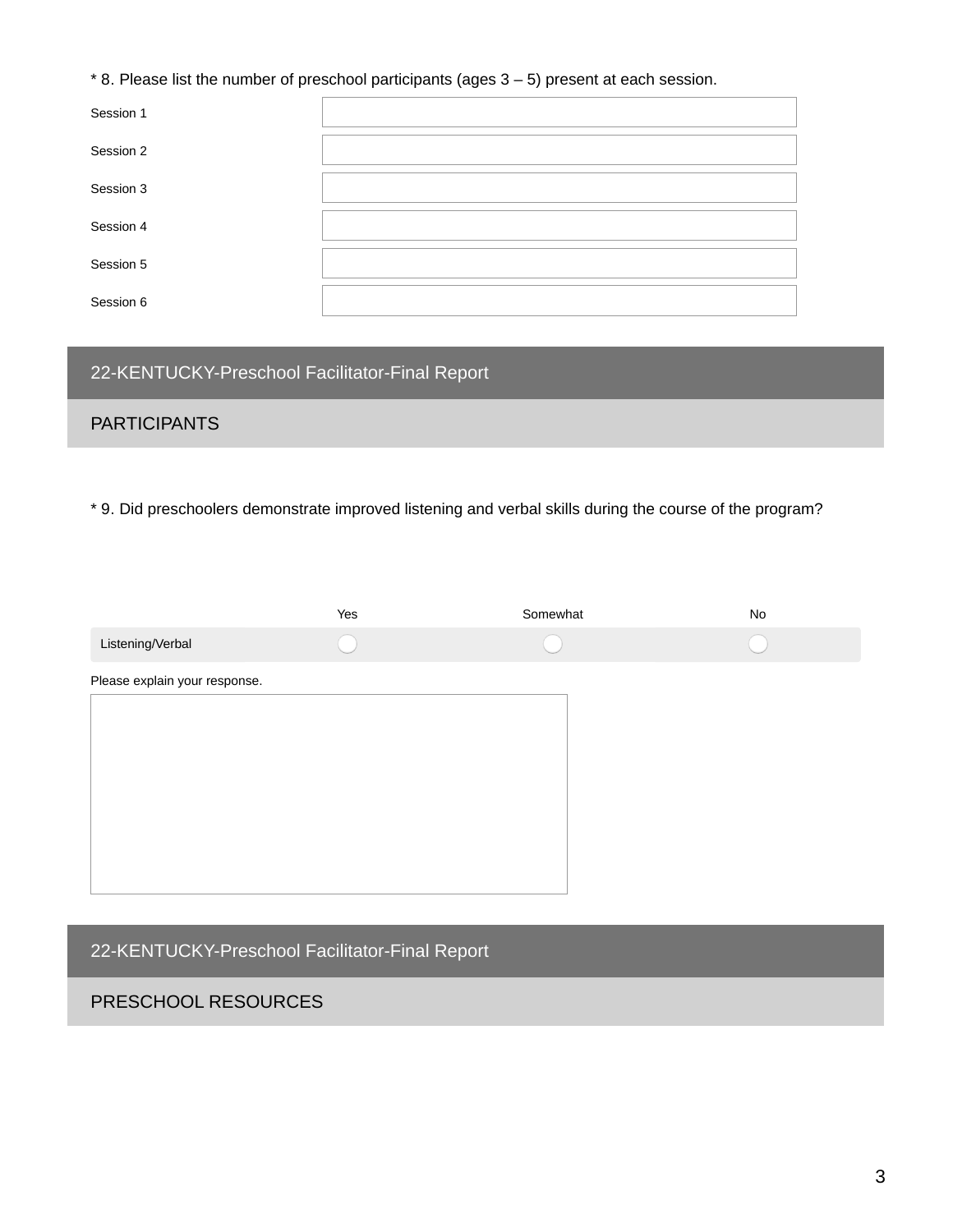* 8. Please list the number of preschool participants (ages 3 – 5) present at each session.

| Session | |
|---|---|
| Session 1 | |
| Session 2 | |
| Session 3 | |
| Session 4 | |
| Session 5 | |
| Session 6 | |

## 22-KENTUCKY-Preschool Facilitator-Final Report

### PARTICIPANTS

* 9. Did preschoolers demonstrate improved listening and verbal skills during the course of the program?

| | Yes | Somewhat | No |
|---|---|---|---|
| Listening/Verbal | ○ | ○ | ○ |

Please explain your response.

## 22-KENTUCKY-Preschool Facilitator-Final Report

### PRESCHOOL RESOURCES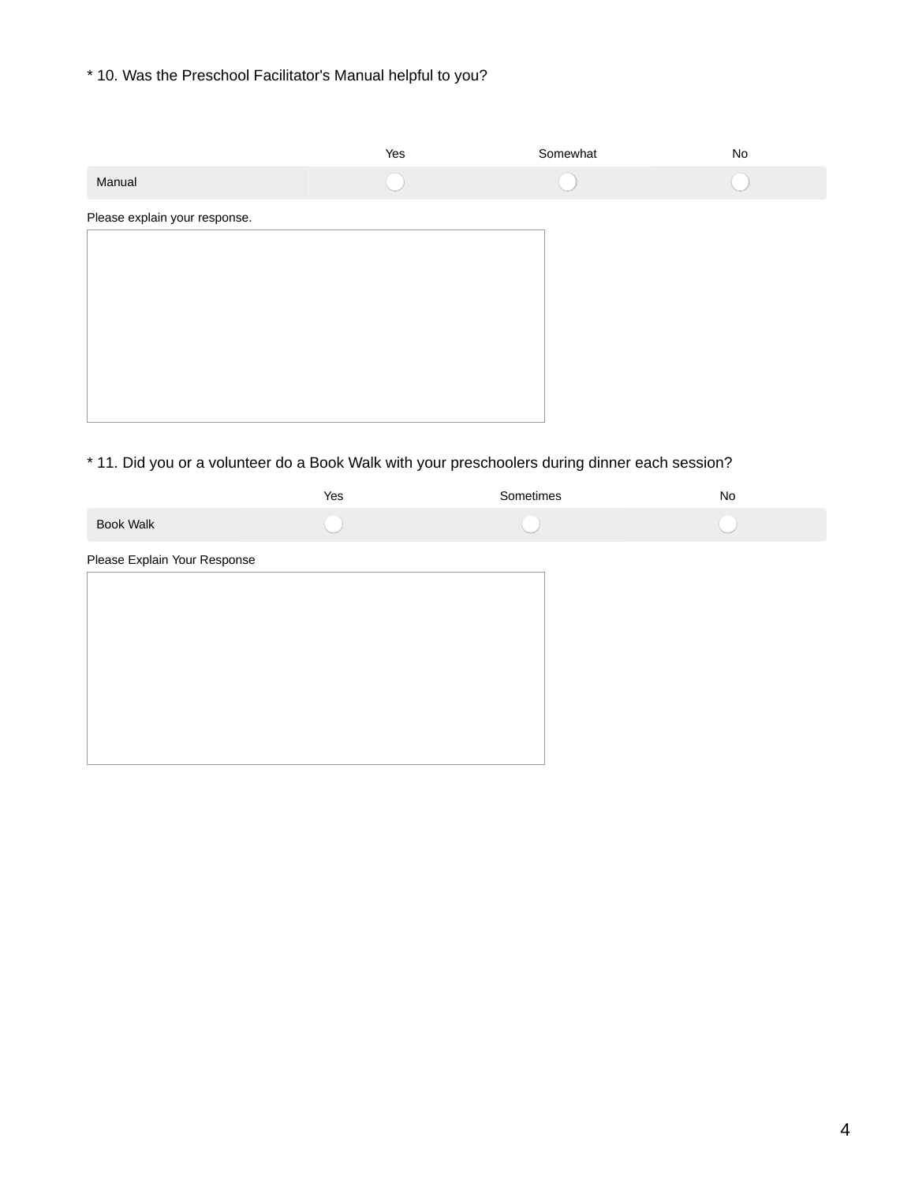* 10. Was the Preschool Facilitator's Manual helpful to you?

| | Yes | Somewhat | No |
|---|---|---|---|
| Manual | ◯ | ◯ | ◯ |

Please explain your response.

* 11. Did you or a volunteer do a Book Walk with your preschoolers during dinner each session?

| | Yes | Sometimes | No |
|---|---|---|---|
| Book Walk | ◯ | ◯ | ◯ |

Please Explain Your Response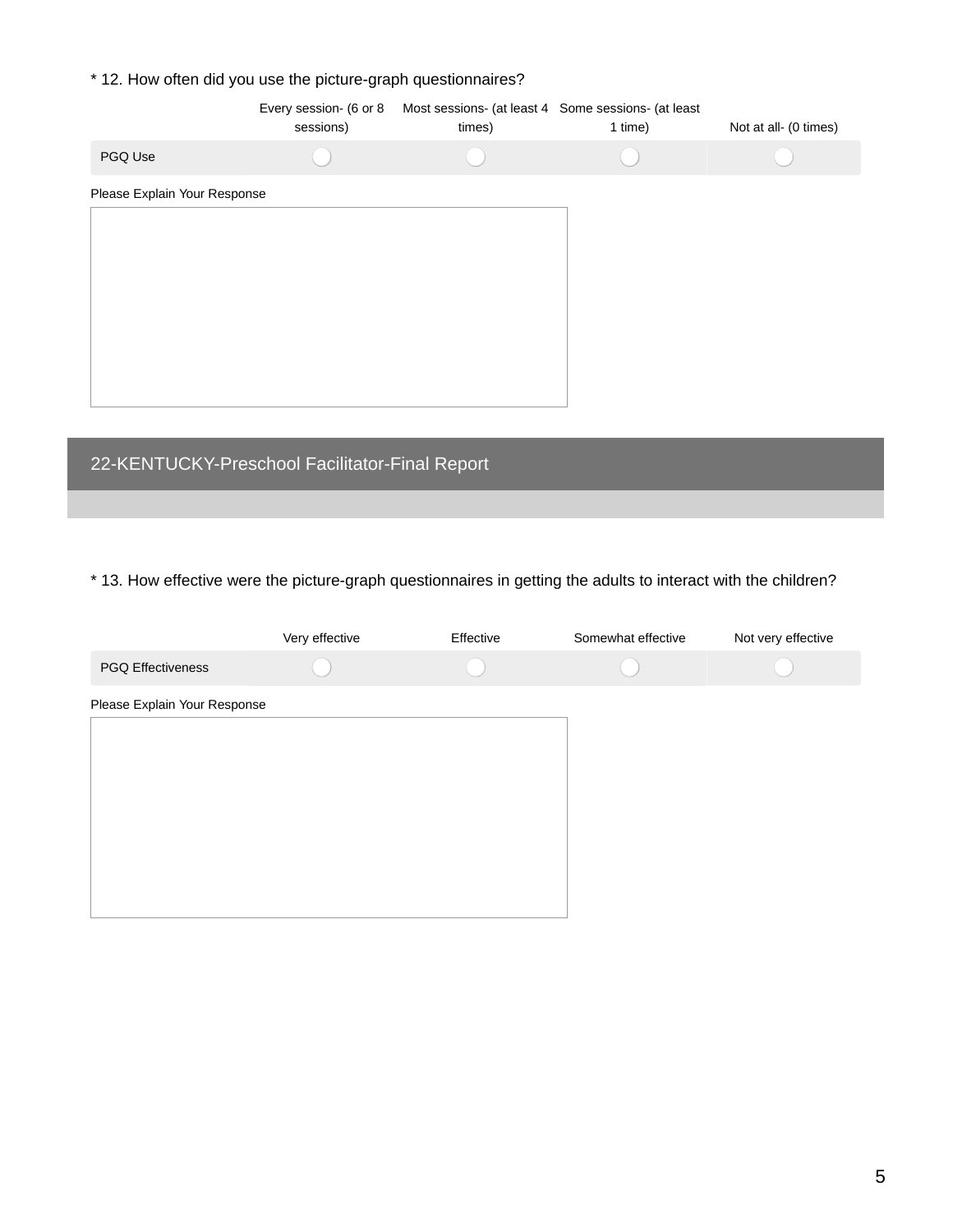\* 12. How often did you use the picture-graph questionnaires?

| | Every session- (6 or 8 sessions) | Most sessions- (at least 4 times) | Some sessions- (at least 1 time) | Not at all- (0 times) |
|---|---|---|---|---|
| PGQ Use | ◯ | ◯ | ◯ | ◯ |

Please Explain Your Response

## 22-KENTUCKY-Preschool Facilitator-Final Report

\* 13. How effective were the picture-graph questionnaires in getting the adults to interact with the children?

| | Very effective | Effective | Somewhat effective | Not very effective |
|---|---|---|---|---|
| PGQ Effectiveness | ◯ | ◯ | ◯ | ◯ |

Please Explain Your Response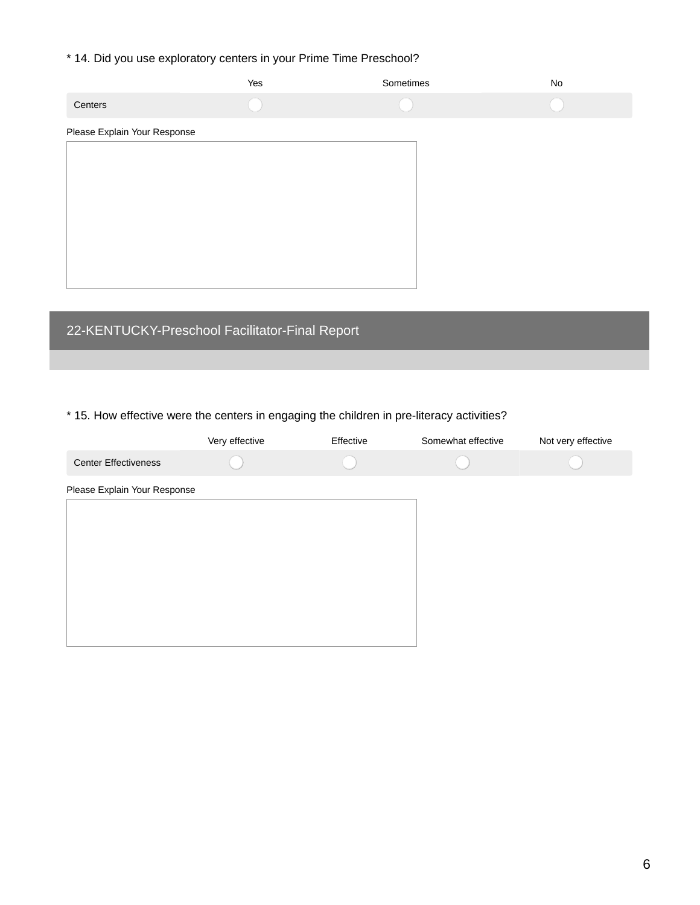\* 14. Did you use exploratory centers in your Prime Time Preschool?

| | Yes | Sometimes | No |
|---|---|---|---|
| Centers | ○ | ○ | ○ |

Please Explain Your Response

## 22-KENTUCKY-Preschool Facilitator-Final Report

\* 15. How effective were the centers in engaging the children in pre-literacy activities?

| | Very effective | Effective | Somewhat effective | Not very effective |
|---|---|---|---|---|
| Center Effectiveness | ○ | ○ | ○ | ○ |

Please Explain Your Response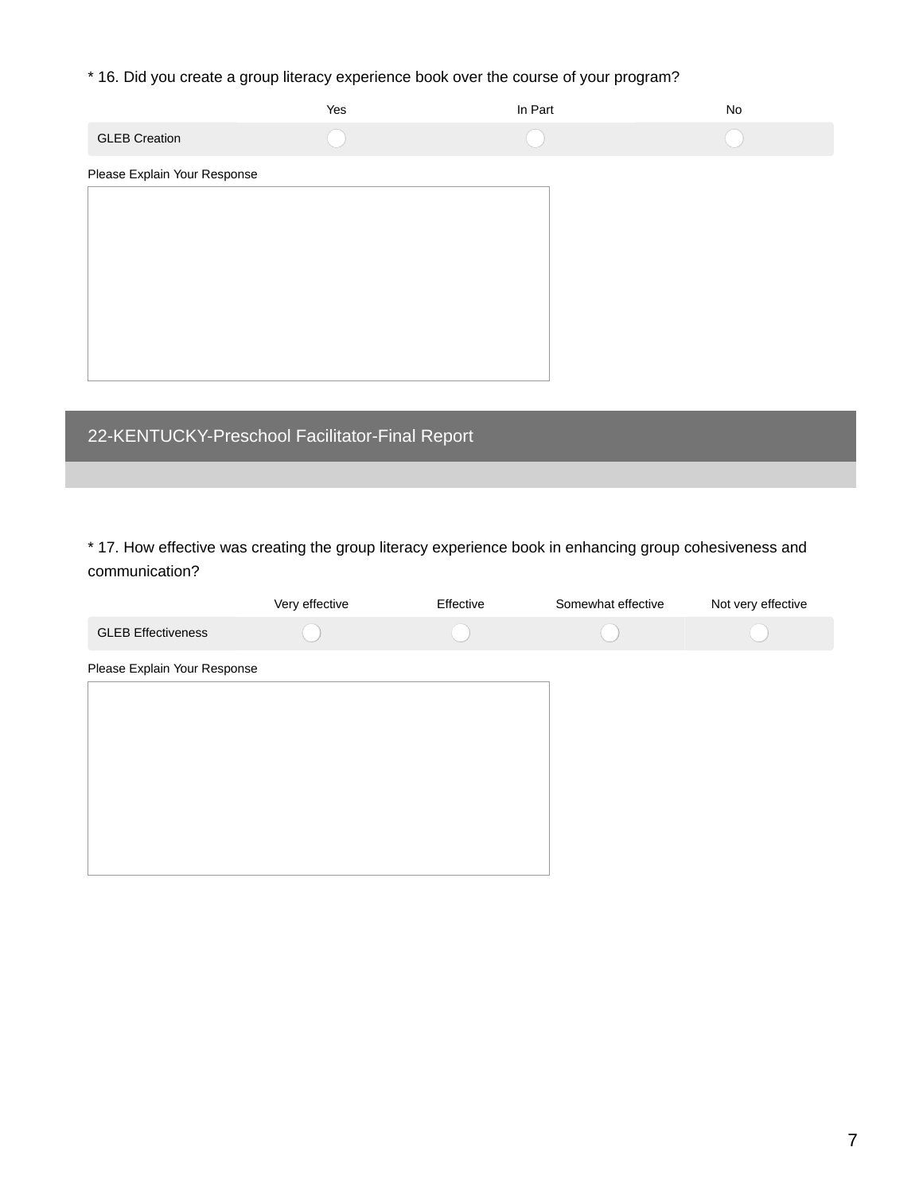\* 16. Did you create a group literacy experience book over the course of your program?

| | Yes | In Part | No |
|---|---|---|---|
| GLEB Creation | ◯ | ◯ | ◯ |

Please Explain Your Response

## 22-KENTUCKY-Preschool Facilitator-Final Report

\* 17. How effective was creating the group literacy experience book in enhancing group cohesiveness and communication?

| | Very effective | Effective | Somewhat effective | Not very effective |
|---|---|---|---|---|
| GLEB Effectiveness | ◯ | ◯ | ◯ | ◯ |

Please Explain Your Response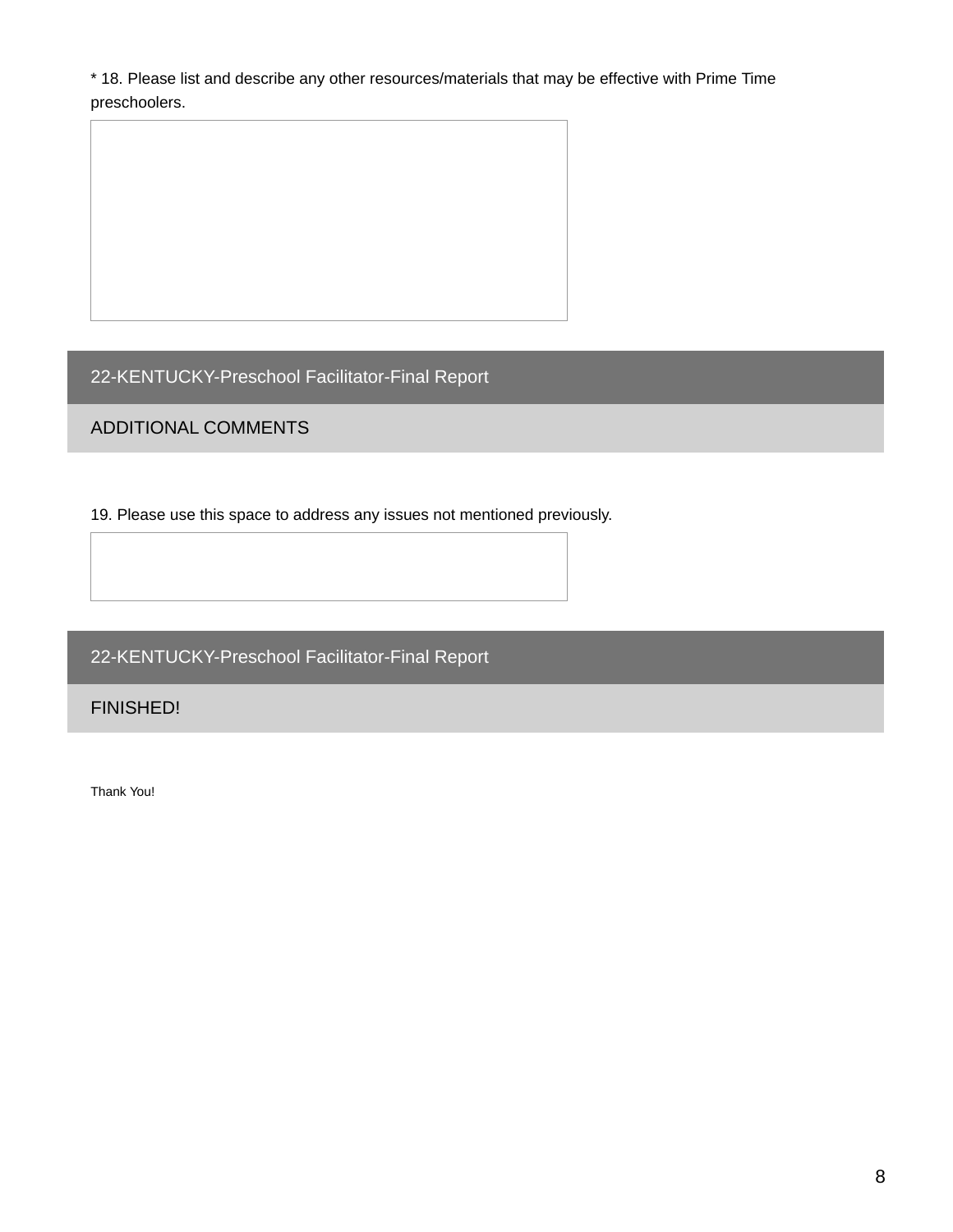* 18. Please list and describe any other resources/materials that may be effective with Prime Time preschoolers.

## 22-KENTUCKY-Preschool Facilitator-Final Report

### ADDITIONAL COMMENTS

19. Please use this space to address any issues not mentioned previously.

## 22-KENTUCKY-Preschool Facilitator-Final Report

### FINISHED!

Thank You!